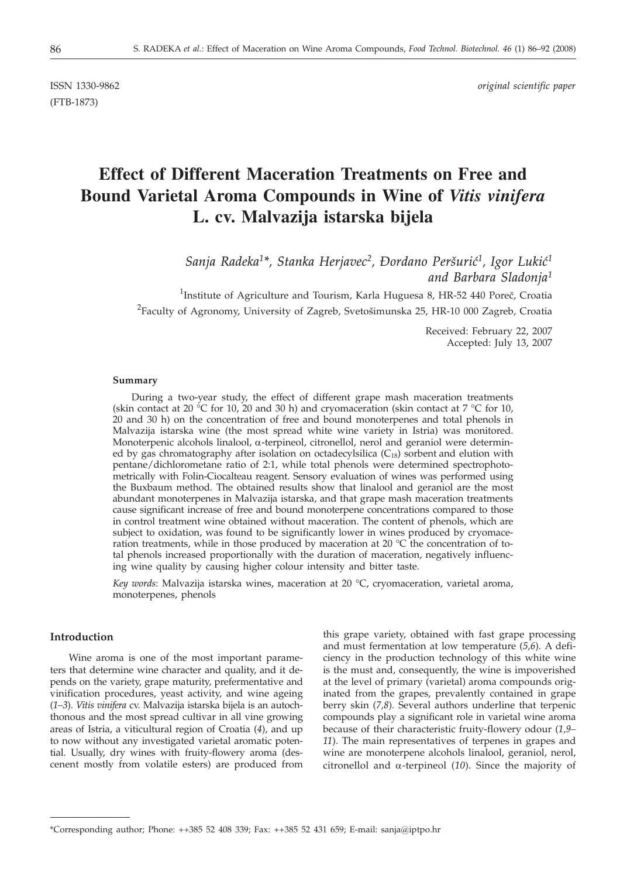ISSN 1330-9862 *original scientific paper*

(FTB-1873)

# Effect of Different Maceration Treatments on Free and Bound Varietal Aroma Compounds in Wine of *Vitis vinifera* L. cv. Malvazija istarska bijela

*Sanja Radeka[1]\*, Stanka Herjavec[2], Đordano Peršurić[1], Igor Lukić[1] and Barbara Sladonja[1]*

[1]Institute of Agriculture and Tourism, Karla Huguesa 8, HR-52 440 Poreč, Croatia

[2]Faculty of Agronomy, University of Zagreb, Svetošimunska 25, HR-10 000 Zagreb, Croatia

Received: February 22, 2007
Accepted: July 13, 2007

#### Summary

During a two-year study, the effect of different grape mash maceration treatments (skin contact at 20 °C for 10, 20 and 30 h) and cryomaceration (skin contact at 7 °C for 10, 20 and 30 h) on the concentration of free and bound monoterpenes and total phenols in Malvazija istarska wine (the most spread white wine variety in Istria) was monitored. Monoterpenic alcohols linalool, α-terpineol, citronellol, nerol and geraniol were determined by gas chromatography after isolation on octadecylsilica ($C_{18}$) sorbent and elution with pentane/dichlorometane ratio of 2:1, while total phenols were determined spectrophotometrically with Folin-Ciocalteau reagent. Sensory evaluation of wines was performed using the Buxbaum method. The obtained results show that linalool and geraniol are the most abundant monoterpenes in Malvazija istarska, and that grape mash maceration treatments cause significant increase of free and bound monoterpene concentrations compared to those in control treatment wine obtained without maceration. The content of phenols, which are subject to oxidation, was found to be significantly lower in wines produced by cryomaceration treatments, while in those produced by maceration at 20 °C the concentration of total phenols increased proportionally with the duration of maceration, negatively influencing wine quality by causing higher colour intensity and bitter taste.

*Key words*: Malvazija istarska wines, maceration at 20 °C, cryomaceration, varietal aroma, monoterpenes, phenols

#### Introduction

Wine aroma is one of the most important parameters that determine wine character and quality, and it depends on the variety, grape maturity, prefermentative and vinification procedures, yeast activity, and wine ageing (*1–3*). *Vitis vinifera* cv. Malvazija istarska bijela is an autochthonous and the most spread cultivar in all vine growing areas of Istria, a viticultural region of Croatia (*4*), and up to now without any investigated varietal aromatic potential. Usually, dry wines with fruity-flowery aroma (descenent mostly from volatile esters) are produced from this grape variety, obtained with fast grape processing and must fermentation at low temperature (*5,6*). A deficiency in the production technology of this white wine is the must and, consequently, the wine is impoverished at the level of primary (varietal) aroma compounds originated from the grapes, prevalently contained in grape berry skin (*7,8*). Several authors underline that terpenic compounds play a significant role in varietal wine aroma because of their characteristic fruity-flowery odour (*1,9–11*). The main representatives of terpenes in grapes and wine are monoterpene alcohols linalool, geraniol, nerol, citronellol and α-terpineol (*10*). Since the majority of

\*Corresponding author; Phone: ++385 52 408 339; Fax: ++385 52 431 659; E-mail: sanja@iptpo.hr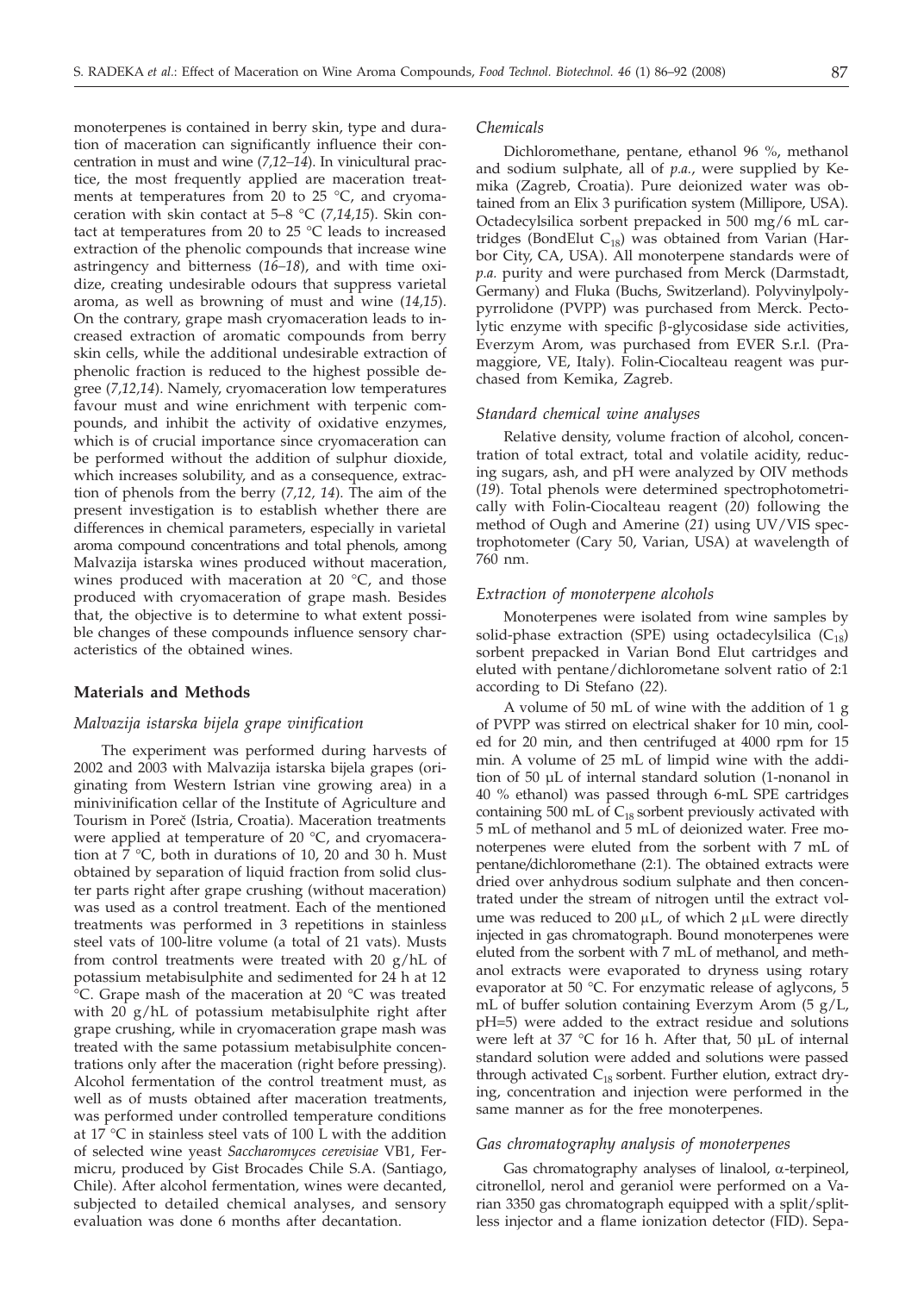monoterpenes is contained in berry skin, type and duration of maceration can significantly influence their concentration in must and wine (*7,12–14*). In vinicultural practice, the most frequently applied are maceration treatments at temperatures from 20 to 25 °C, and cryomaceration with skin contact at 5–8 °C (*7,14,15*). Skin contact at temperatures from 20 to 25 °C leads to increased extraction of the phenolic compounds that increase wine astringency and bitterness (*16–18*), and with time oxidize, creating undesirable odours that suppress varietal aroma, as well as browning of must and wine (*14,15*). On the contrary, grape mash cryomaceration leads to increased extraction of aromatic compounds from berry skin cells, while the additional undesirable extraction of phenolic fraction is reduced to the highest possible degree (*7,12,14*). Namely, cryomaceration low temperatures favour must and wine enrichment with terpenic compounds, and inhibit the activity of oxidative enzymes, which is of crucial importance since cryomaceration can be performed without the addition of sulphur dioxide, which increases solubility, and as a consequence, extraction of phenols from the berry (*7,12, 14*). The aim of the present investigation is to establish whether there are differences in chemical parameters, especially in varietal aroma compound concentrations and total phenols, among Malvazija istarska wines produced without maceration, wines produced with maceration at 20 °C, and those produced with cryomaceration of grape mash. Besides that, the objective is to determine to what extent possible changes of these compounds influence sensory characteristics of the obtained wines.

## Materials and Methods

### *Malvazija istarska bijela grape vinification*

The experiment was performed during harvests of 2002 and 2003 with Malvazija istarska bijela grapes (originating from Western Istrian vine growing area) in a minivinification cellar of the Institute of Agriculture and Tourism in Poreč (Istria, Croatia). Maceration treatments were applied at temperature of 20 °C, and cryomaceration at 7 °C, both in durations of 10, 20 and 30 h. Must obtained by separation of liquid fraction from solid cluster parts right after grape crushing (without maceration) was used as a control treatment. Each of the mentioned treatments was performed in 3 repetitions in stainless steel vats of 100-litre volume (a total of 21 vats). Musts from control treatments were treated with 20 g/hL of potassium metabisulphite and sedimented for 24 h at 12 °C. Grape mash of the maceration at 20 °C was treated with 20 g/hL of potassium metabisulphite right after grape crushing, while in cryomaceration grape mash was treated with the same potassium metabisulphite concentrations only after the maceration (right before pressing). Alcohol fermentation of the control treatment must, as well as of musts obtained after maceration treatments, was performed under controlled temperature conditions at 17 °C in stainless steel vats of 100 L with the addition of selected wine yeast *Saccharomyces cerevisiae* VB1, Fermicru, produced by Gist Brocades Chile S.A. (Santiago, Chile). After alcohol fermentation, wines were decanted, subjected to detailed chemical analyses, and sensory evaluation was done 6 months after decantation.

### *Chemicals*

Dichloromethane, pentane, ethanol 96 %, methanol and sodium sulphate, all of *p.a.*, were supplied by Kemika (Zagreb, Croatia). Pure deionized water was obtained from an Elix 3 purification system (Millipore, USA). Octadecylsilica sorbent prepacked in 500 mg/6 mL cartridges (BondElut $C_{18}$) was obtained from Varian (Harbor City, CA, USA). All monoterpene standards were of *p.a.* purity and were purchased from Merck (Darmstadt, Germany) and Fluka (Buchs, Switzerland). Polyvinylpolypyrrolidone (PVPP) was purchased from Merck. Pectolytic enzyme with specific β-glycosidase side activities, Everzym Arom, was purchased from EVER S.r.l. (Pramaggiore, VE, Italy). Folin-Ciocalteau reagent was purchased from Kemika, Zagreb.

### *Standard chemical wine analyses*

Relative density, volume fraction of alcohol, concentration of total extract, total and volatile acidity, reducing sugars, ash, and pH were analyzed by OIV methods (*19*). Total phenols were determined spectrophotometrically with Folin-Ciocalteau reagent (*20*) following the method of Ough and Amerine (*21*) using UV/VIS spectrophotometer (Cary 50, Varian, USA) at wavelength of 760 nm.

### *Extraction of monoterpene alcohols*

Monoterpenes were isolated from wine samples by solid-phase extraction (SPE) using octadecylsilica ($C_{18}$) sorbent prepacked in Varian Bond Elut cartridges and eluted with pentane/dichlorometane solvent ratio of 2:1 according to Di Stefano (*22*).

A volume of 50 mL of wine with the addition of 1 g of PVPP was stirred on electrical shaker for 10 min, cooled for 20 min, and then centrifuged at 4000 rpm for 15 min. A volume of 25 mL of limpid wine with the addition of 50 µL of internal standard solution (1-nonanol in 40 % ethanol) was passed through 6-mL SPE cartridges containing 500 mL of $C_{18}$ sorbent previously activated with 5 mL of methanol and 5 mL of deionized water. Free monoterpenes were eluted from the sorbent with 7 mL of pentane/dichloromethane (2:1). The obtained extracts were dried over anhydrous sodium sulphate and then concentrated under the stream of nitrogen until the extract volume was reduced to 200 µL, of which 2 µL were directly injected in gas chromatograph. Bound monoterpenes were eluted from the sorbent with 7 mL of methanol, and methanol extracts were evaporated to dryness using rotary evaporator at 50 °C. For enzymatic release of aglycons, 5 mL of buffer solution containing Everzym Arom (5 g/L, pH=5) were added to the extract residue and solutions were left at 37 °C for 16 h. After that, 50 µL of internal standard solution were added and solutions were passed through activated $C_{18}$ sorbent. Further elution, extract drying, concentration and injection were performed in the same manner as for the free monoterpenes.

### *Gas chromatography analysis of monoterpenes*

Gas chromatography analyses of linalool, α-terpineol, citronellol, nerol and geraniol were performed on a Varian 3350 gas chromatograph equipped with a split/splitless injector and a flame ionization detector (FID). Sepa-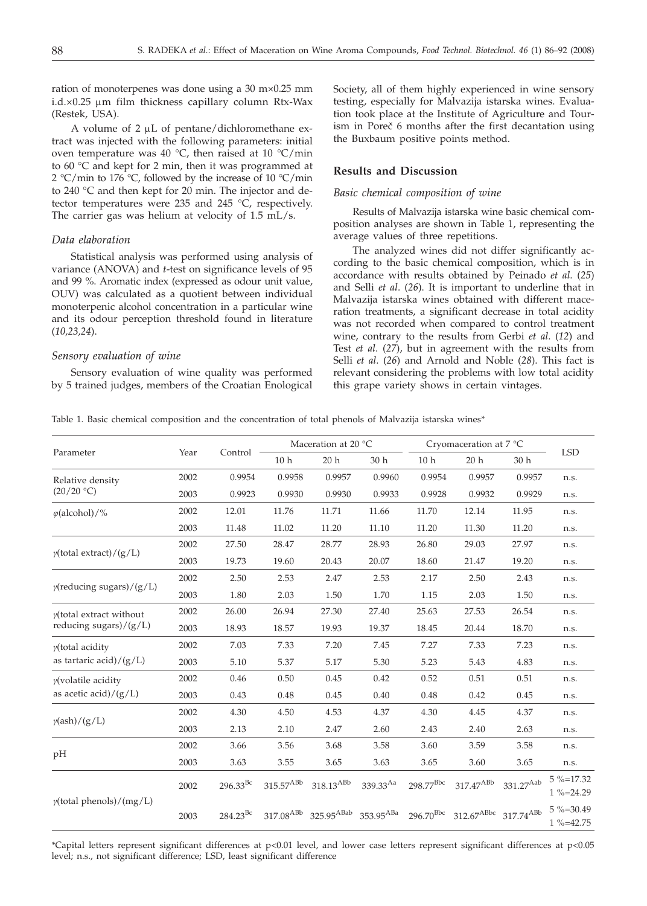ration of monoterpenes was done using a 30 m×0.25 mm i.d.×0.25 μm film thickness capillary column Rtx-Wax (Restek, USA).

A volume of 2 μL of pentane/dichloromethane extract was injected with the following parameters: initial oven temperature was 40 °C, then raised at 10 °C/min to 60 °C and kept for 2 min, then it was programmed at 2 °C/min to 176 °C, followed by the increase of 10 °C/min to 240 °C and then kept for 20 min. The injector and detector temperatures were 235 and 245 °C, respectively. The carrier gas was helium at velocity of 1.5 mL/s.

### Data elaboration

Statistical analysis was performed using analysis of variance (ANOVA) and *t*-test on significance levels of 95 and 99 %. Aromatic index (expressed as odour unit value, OUV) was calculated as a quotient between individual monoterpenic alcohol concentration in a particular wine and its odour perception threshold found in literature (*10,23,24*).

### Sensory evaluation of wine

Sensory evaluation of wine quality was performed by 5 trained judges, members of the Croatian Enological Society, all of them highly experienced in wine sensory testing, especially for Malvazija istarska wines. Evaluation took place at the Institute of Agriculture and Tourism in Poreč 6 months after the first decantation using the Buxbaum positive points method.

## Results and Discussion

### Basic chemical composition of wine

Results of Malvazija istarska wine basic chemical composition analyses are shown in Table 1, representing the average values of three repetitions.

The analyzed wines did not differ significantly according to the basic chemical composition, which is in accordance with results obtained by Peinado *et al.* (*25*) and Selli *et al.* (*26*). It is important to underline that in Malvazija istarska wines obtained with different maceration treatments, a significant decrease in total acidity was not recorded when compared to control treatment wine, contrary to the results from Gerbi *et al.* (*12*) and Test *et al.* (*27*), but in agreement with the results from Selli *et al.* (*26*) and Arnold and Noble (*28*). This fact is relevant considering the problems with low total acidity this grape variety shows in certain vintages.

Table 1. Basic chemical composition and the concentration of total phenols of Malvazija istarska wines*

| Parameter | Year | Control | Maceration at 20 °C | | | Cryomaceration at 7 °C | | | LSD |
|---|---|---|---|---|---|---|---|---|---|
| | | | 10 h | 20 h | 30 h | 10 h | 20 h | 30 h | |
| Relative density (20/20 °C) | 2002 | 0.9954 | 0.9958 | 0.9957 | 0.9960 | 0.9954 | 0.9957 | 0.9957 | n.s. |
| | 2003 | 0.9923 | 0.9930 | 0.9930 | 0.9933 | 0.9928 | 0.9932 | 0.9929 | n.s. |
| $\varphi$(alcohol)/% | 2002 | 12.01 | 11.76 | 11.71 | 11.66 | 11.70 | 12.14 | 11.95 | n.s. |
| | 2003 | 11.48 | 11.02 | 11.20 | 11.10 | 11.20 | 11.30 | 11.20 | n.s. |
| $\gamma$(total extract)/(g/L) | 2002 | 27.50 | 28.47 | 28.77 | 28.93 | 26.80 | 29.03 | 27.97 | n.s. |
| | 2003 | 19.73 | 19.60 | 20.43 | 20.07 | 18.60 | 21.47 | 19.20 | n.s. |
| $\gamma$(reducing sugars)/(g/L) | 2002 | 2.50 | 2.53 | 2.47 | 2.53 | 2.17 | 2.50 | 2.43 | n.s. |
| | 2003 | 1.80 | 2.03 | 1.50 | 1.70 | 1.15 | 2.03 | 1.50 | n.s. |
| $\gamma$(total extract without reducing sugars)/(g/L) | 2002 | 26.00 | 26.94 | 27.30 | 27.40 | 25.63 | 27.53 | 26.54 | n.s. |
| | 2003 | 18.93 | 18.57 | 19.93 | 19.37 | 18.45 | 20.44 | 18.70 | n.s. |
| $\gamma$(total acidity as tartaric acid)/(g/L) | 2002 | 7.03 | 7.33 | 7.20 | 7.45 | 7.27 | 7.33 | 7.23 | n.s. |
| | 2003 | 5.10 | 5.37 | 5.17 | 5.30 | 5.23 | 5.43 | 4.83 | n.s. |
| $\gamma$(volatile acidity as acetic acid)/(g/L) | 2002 | 0.46 | 0.50 | 0.45 | 0.42 | 0.52 | 0.51 | 0.51 | n.s. |
| | 2003 | 0.43 | 0.48 | 0.45 | 0.40 | 0.48 | 0.42 | 0.45 | n.s. |
| $\gamma$(ash)/(g/L) | 2002 | 4.30 | 4.50 | 4.53 | 4.37 | 4.30 | 4.45 | 4.37 | n.s. |
| | 2003 | 2.13 | 2.10 | 2.47 | 2.60 | 2.43 | 2.40 | 2.63 | n.s. |
| pH | 2002 | 3.66 | 3.56 | 3.68 | 3.58 | 3.60 | 3.59 | 3.58 | n.s. |
| | 2003 | 3.63 | 3.55 | 3.65 | 3.63 | 3.65 | 3.60 | 3.65 | n.s. |
| $\gamma$(total phenols)/(mg/L) | 2002 | $296.33^{Bc}$ | $315.57^{ABb}$ | $318.13^{ABb}$ | $339.33^{Aa}$ | $298.77^{Bbc}$ | $317.47^{ABb}$ | $331.27^{Aab}$ | 5 %=17.32<br>1 %=24.29 |
| | 2003 | $284.23^{Bc}$ | $317.08^{ABb}$ | $325.95^{ABab}$ | $353.95^{ABa}$ | $296.70^{Bbc}$ | $312.67^{ABbc}$ | $317.74^{ABb}$ | 5 %=30.49<br>1 %=42.75 |

*Capital letters represent significant differences at $p<0.01$ level, and lower case letters represent significant differences at $p<0.05$ level; n.s., not significant difference; LSD, least significant difference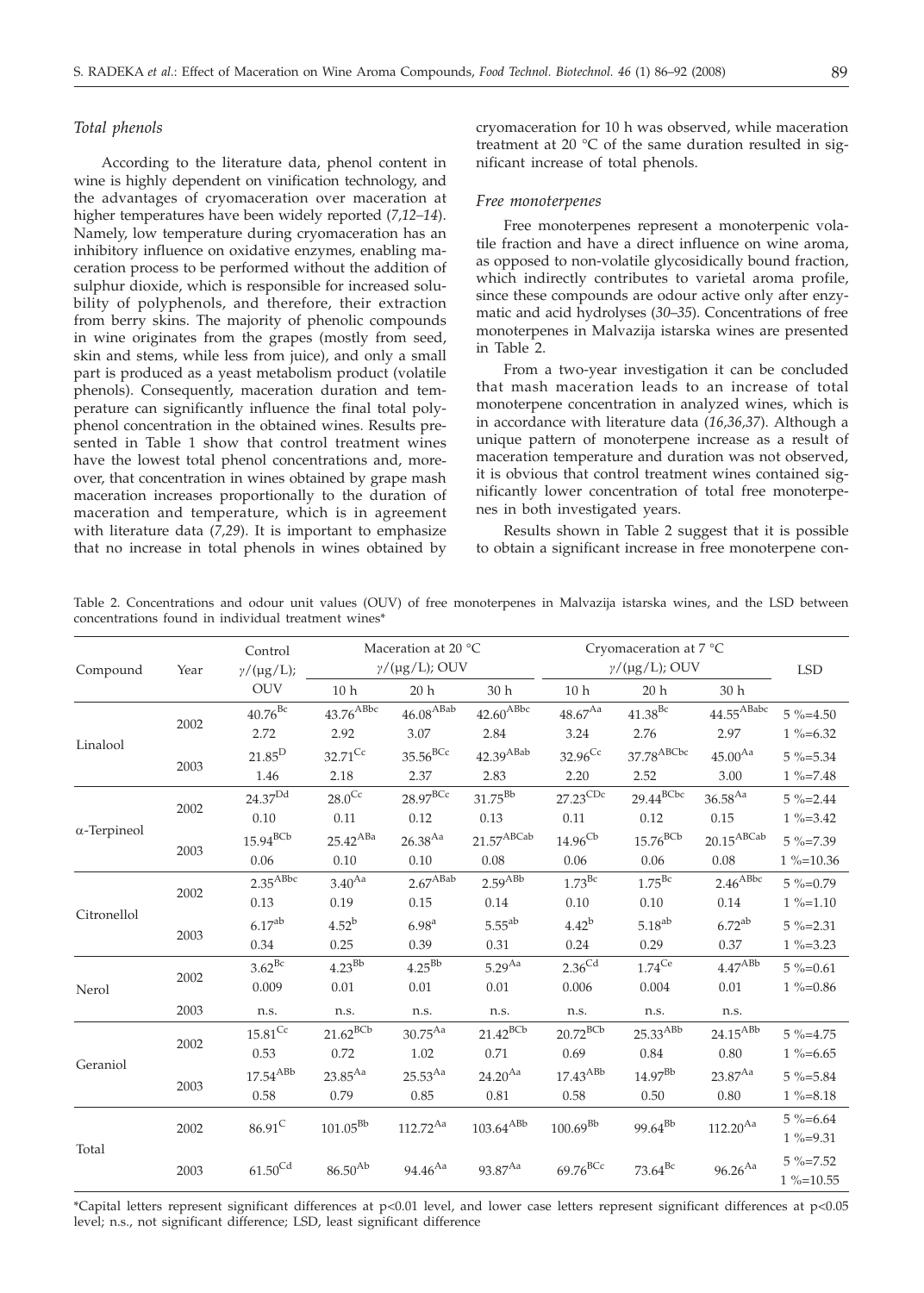### *Total phenols*

According to the literature data, phenol content in wine is highly dependent on vinification technology, and the advantages of cryomaceration over maceration at higher temperatures have been widely reported (*7,12–14*). Namely, low temperature during cryomaceration has an inhibitory influence on oxidative enzymes, enabling maceration process to be performed without the addition of sulphur dioxide, which is responsible for increased solubility of polyphenols, and therefore, their extraction from berry skins. The majority of phenolic compounds in wine originates from the grapes (mostly from seed, skin and stems, while less from juice), and only a small part is produced as a yeast metabolism product (volatile phenols). Consequently, maceration duration and temperature can significantly influence the final total polyphenol concentration in the obtained wines. Results presented in Table 1 show that control treatment wines have the lowest total phenol concentrations and, moreover, that concentration in wines obtained by grape mash maceration increases proportionally to the duration of maceration and temperature, which is in agreement with literature data (*7,29*). It is important to emphasize that no increase in total phenols in wines obtained by cryomaceration for 10 h was observed, while maceration treatment at 20 °C of the same duration resulted in significant increase of total phenols.

### *Free monoterpenes*

Free monoterpenes represent a monoterpenic volatile fraction and have a direct influence on wine aroma, as opposed to non-volatile glycosidically bound fraction, which indirectly contributes to varietal aroma profile, since these compounds are odour active only after enzymatic and acid hydrolyses (*30–35*). Concentrations of free monoterpenes in Malvazija istarska wines are presented in Table 2.

From a two-year investigation it can be concluded that mash maceration leads to an increase of total monoterpene concentration in analyzed wines, which is in accordance with literature data (*16,36,37*). Although a unique pattern of monoterpene increase as a result of maceration temperature and duration was not observed, it is obvious that control treatment wines contained significantly lower concentration of total free monoterpenes in both investigated years.

Results shown in Table 2 suggest that it is possible to obtain a significant increase in free monoterpene con-

Table 2. Concentrations and odour unit values (OUV) of free monoterpenes in Malvazija istarska wines, and the LSD between concentrations found in individual treatment wines*

| Compound | Year | Control $\gamma$/(μg/L); OUV | Maceration at 20 °C $\gamma$/(μg/L); OUV | | | Cryomaceration at 7 °C $\gamma$/(μg/L); OUV | | | LSD |
|---|---|---|---|---|---|---|---|---|---|
| | | | 10 h | 20 h | 30 h | 10 h | 20 h | 30 h | |
| Linalool | 2002 | 40.76[Bc] | 43.76[ABbc] | 46.08[ABab] | 42.60[ABbc] | 48.67[Aa] | 41.38[Bc] | 44.55[ABabc] | 5 %=4.50 |
| | | 2.72 | 2.92 | 3.07 | 2.84 | 3.24 | 2.76 | 2.97 | 1 %=6.32 |
| | 2003 | 21.85[D] | 32.71[Cc] | 35.56[BCc] | 42.39[ABab] | 32.96[Cc] | 37.78[ABCbc] | 45.00[Aa] | 5 %=5.34 |
| | | 1.46 | 2.18 | 2.37 | 2.83 | 2.20 | 2.52 | 3.00 | 1 %=7.48 |
| α-Terpineol | 2002 | 24.37[Dd] | 28.0[Cc] | 28.97[BCc] | 31.75[Bb] | 27.23[CDc] | 29.44[BCbc] | 36.58[Aa] | 5 %=2.44 |
| | | 0.10 | 0.11 | 0.12 | 0.13 | 0.11 | 0.12 | 0.15 | 1 %=3.42 |
| | 2003 | 15.94[BCb] | 25.42[ABa] | 26.38[Aa] | 21.57[ABCab] | 14.96[Cb] | 15.76[BCb] | 20.15[ABCab] | 5 %=7.39 |
| | | 0.06 | 0.10 | 0.10 | 0.08 | 0.06 | 0.06 | 0.08 | 1 %=10.36 |
| Citronellol | 2002 | 2.35[ABbc] | 3.40[Aa] | 2.67[ABab] | 2.59[ABb] | 1.73[Bc] | 1.75[Bc] | 2.46[ABbc] | 5 %=0.79 |
| | | 0.13 | 0.19 | 0.15 | 0.14 | 0.10 | 0.10 | 0.14 | 1 %=1.10 |
| | 2003 | 6.17[ab] | 4.52[b] | 6.98[a] | 5.55[ab] | 4.42[b] | 5.18[ab] | 6.72[ab] | 5 %=2.31 |
| | | 0.34 | 0.25 | 0.39 | 0.31 | 0.24 | 0.29 | 0.37 | 1 %=3.23 |
| Nerol | 2002 | 3.62[Bc] | 4.23[Bb] | 4.25[Bb] | 5.29[Aa] | 2.36[Cd] | 1.74[Ce] | 4.47[ABb] | 5 %=0.61 |
| | | 0.009 | 0.01 | 0.01 | 0.01 | 0.006 | 0.004 | 0.01 | 1 %=0.86 |
| | 2003 | n.s. | n.s. | n.s. | n.s. | n.s. | n.s. | n.s. | |
| Geraniol | 2002 | 15.81[Cc] | 21.62[BCb] | 30.75[Aa] | 21.42[BCb] | 20.72[BCb] | 25.33[ABb] | 24.15[ABb] | 5 %=4.75 |
| | | 0.53 | 0.72 | 1.02 | 0.71 | 0.69 | 0.84 | 0.80 | 1 %=6.65 |
| | 2003 | 17.54[ABb] | 23.85[Aa] | 25.53[Aa] | 24.20[Aa] | 17.43[ABb] | 14.97[Bb] | 23.87[Aa] | 5 %=5.84 |
| | | 0.58 | 0.79 | 0.85 | 0.81 | 0.58 | 0.50 | 0.80 | 1 %=8.18 |
| Total | 2002 | 86.91[C] | 101.05[Bb] | 112.72[Aa] | 103.64[ABb] | 100.69[Bb] | 99.64[Bb] | 112.20[Aa] | 5 %=6.64<br>1 %=9.31 |
| | 2003 | 61.50[Cd] | 86.50[Ab] | 94.46[Aa] | 93.87[Aa] | 69.76[BCc] | 73.64[Bc] | 96.26[Aa] | 5 %=7.52<br>1 %=10.55 |

*Capital letters represent significant differences at $p<0.01$ level, and lower case letters represent significant differences at $p<0.05$ level; n.s., not significant difference; LSD, least significant difference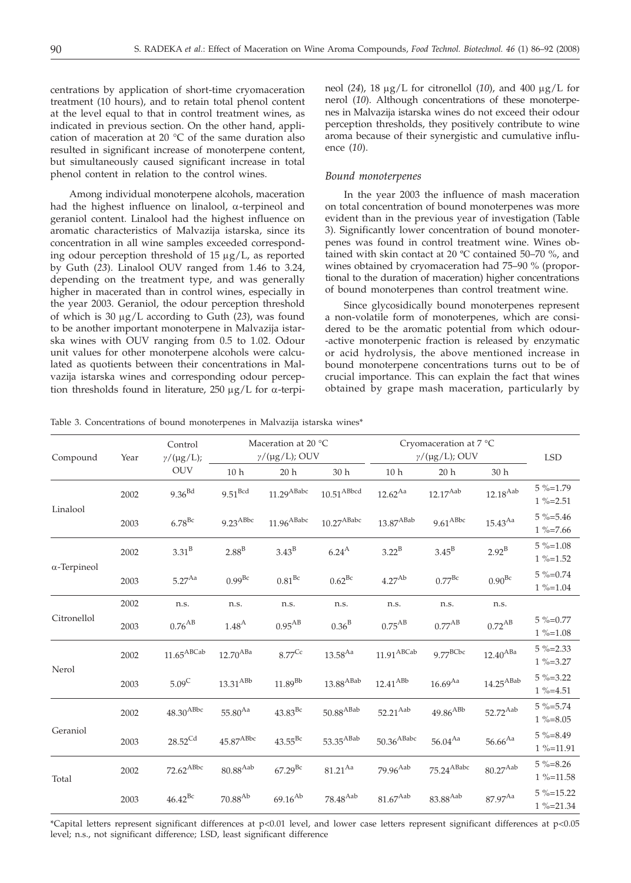centrations by application of short-time cryomaceration treatment (10 hours), and to retain total phenol content at the level equal to that in control treatment wines, as indicated in previous section. On the other hand, application of maceration at 20 °C of the same duration also resulted in significant increase of monoterpene content, but simultaneously caused significant increase in total phenol content in relation to the control wines.

Among individual monoterpene alcohols, maceration had the highest influence on linalool, α-terpineol and geraniol content. Linalool had the highest influence on aromatic characteristics of Malvazija istarska, since its concentration in all wine samples exceeded corresponding odour perception threshold of 15 μg/L, as reported by Guth (*23*). Linalool OUV ranged from 1.46 to 3.24, depending on the treatment type, and was generally higher in macerated than in control wines, especially in the year 2003. Geraniol, the odour perception threshold of which is 30 μg/L according to Guth (*23*), was found to be another important monoterpene in Malvazija istarska wines with OUV ranging from 0.5 to 1.02. Odour unit values for other monoterpene alcohols were calculated as quotients between their concentrations in Malvazija istarska wines and corresponding odour perception thresholds found in literature, 250 μg/L for α-terpineol (*24*), 18 μg/L for citronellol (*10*), and 400 μg/L for nerol (*10*). Although concentrations of these monoterpenes in Malvazija istarska wines do not exceed their odour perception thresholds, they positively contribute to wine aroma because of their synergistic and cumulative influence (*10*).

### *Bound monoterpenes*

In the year 2003 the influence of mash maceration on total concentration of bound monoterpenes was more evident than in the previous year of investigation (Table 3). Significantly lower concentration of bound monoterpenes was found in control treatment wine. Wines obtained with skin contact at 20 ºC contained 50–70 %, and wines obtained by cryomaceration had 75–90 % (proportional to the duration of maceration) higher concentrations of bound monoterpenes than control treatment wine.

Since glycosidically bound monoterpenes represent a non-volatile form of monoterpenes, which are considered to be the aromatic potential from which odour-active monoterpenic fraction is released by enzymatic or acid hydrolysis, the above mentioned increase in bound monoterpene concentrations turns out to be of crucial importance. This can explain the fact that wines obtained by grape mash maceration, particularly by

Table 3. Concentrations of bound monoterpenes in Malvazija istarska wines*

| Compound | Year | Control $\gamma$/(μg/L); OUV | Maceration at 20 °C $\gamma$/(μg/L); OUV | | | Cryomaceration at 7 °C $\gamma$/(μg/L); OUV | | | LSD |
|---|---|---|---|---|---|---|---|---|---|
| | | | 10 h | 20 h | 30 h | 10 h | 20 h | 30 h | |
| Linalool | 2002 | $9.36^{Bd}$ | $9.51^{Bcd}$ | $11.29^{ABabc}$ | $10.51^{ABbcd}$ | $12.62^{Aa}$ | $12.17^{Aab}$ | $12.18^{Aab}$ | 5 %=1.79 1 %=2.51 |
| | 2003 | $6.78^{Bc}$ | $9.23^{ABbc}$ | $11.96^{ABabc}$ | $10.27^{ABabc}$ | $13.87^{ABab}$ | $9.61^{ABbc}$ | $15.43^{Aa}$ | 5 %=5.46 1 %=7.66 |
| α-Terpineol | 2002 | $3.31^{B}$ | $2.88^{B}$ | $3.43^{B}$ | $6.24^{A}$ | $3.22^{B}$ | $3.45^{B}$ | $2.92^{B}$ | 5 %=1.08 1 %=1.52 |
| | 2003 | $5.27^{Aa}$ | $0.99^{Bc}$ | $0.81^{Bc}$ | $0.62^{Bc}$ | $4.27^{Ab}$ | $0.77^{Bc}$ | $0.90^{Bc}$ | 5 %=0.74 1 %=1.04 |
| Citronellol | 2002 | n.s. | n.s. | n.s. | n.s. | n.s. | n.s. | n.s. | |
| | 2003 | $0.76^{AB}$ | $1.48^{A}$ | $0.95^{AB}$ | $0.36^{B}$ | $0.75^{AB}$ | $0.77^{AB}$ | $0.72^{AB}$ | 5 %=0.77 1 %=1.08 |
| Nerol | 2002 | $11.65^{ABCab}$ | $12.70^{ABa}$ | $8.77^{Cc}$ | $13.58^{Aa}$ | $11.91^{ABCab}$ | $9.77^{BCbc}$ | $12.40^{ABa}$ | 5 %=2.33 1 %=3.27 |
| | 2003 | $5.09^{C}$ | $13.31^{ABb}$ | $11.89^{Bb}$ | $13.88^{ABab}$ | $12.41^{ABb}$ | $16.69^{Aa}$ | $14.25^{ABab}$ | 5 %=3.22 1 %=4.51 |
| Geraniol | 2002 | $48.30^{ABbc}$ | $55.80^{Aa}$ | $43.83^{Bc}$ | $50.88^{ABab}$ | $52.21^{Aab}$ | $49.86^{ABb}$ | $52.72^{Aab}$ | 5 %=5.74 1 %=8.05 |
| | 2003 | $28.52^{Cd}$ | $45.87^{ABbc}$ | $43.55^{Bc}$ | $53.35^{ABab}$ | $50.36^{ABabc}$ | $56.04^{Aa}$ | $56.66^{Aa}$ | 5 %=8.49 1 %=11.91 |
| Total | 2002 | $72.62^{ABbc}$ | $80.88^{Aab}$ | $67.29^{Bc}$ | $81.21^{Aa}$ | $79.96^{Aab}$ | $75.24^{ABabc}$ | $80.27^{Aab}$ | 5 %=8.26 1 %=11.58 |
| | 2003 | $46.42^{Bc}$ | $70.88^{Ab}$ | $69.16^{Ab}$ | $78.48^{Aab}$ | $81.67^{Aab}$ | $83.88^{Aab}$ | $87.97^{Aa}$ | 5 %=15.22 1 %=21.34 |

*Capital letters represent significant differences at $p<0.01$ level, and lower case letters represent significant differences at $p<0.05$ level; n.s., not significant difference; LSD, least significant difference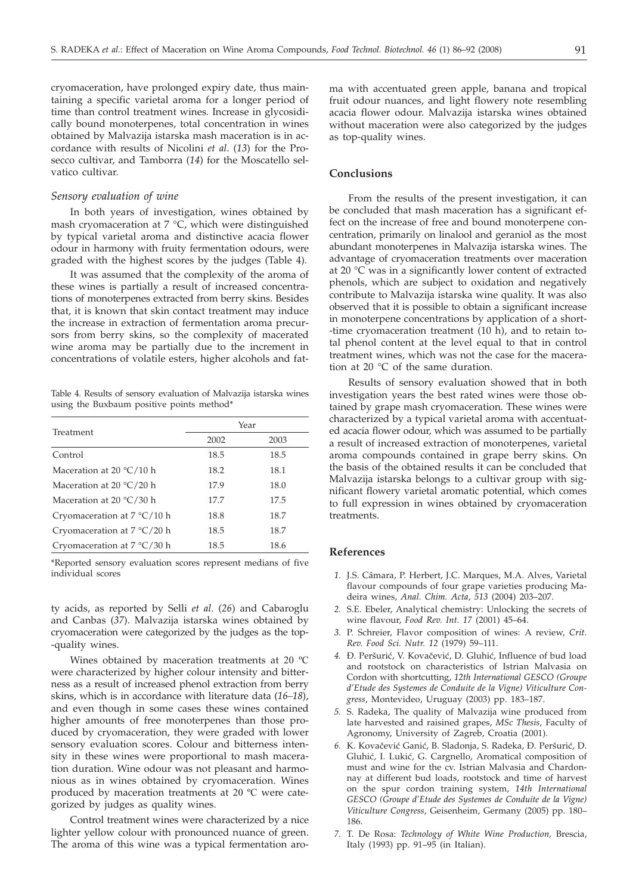cryomaceration, have prolonged expiry date, thus maintaining a specific varietal aroma for a longer period of time than control treatment wines. Increase in glycosidically bound monoterpenes, total concentration in wines obtained by Malvazija istarska mash maceration is in accordance with results of Nicolini *et al*. (*13*) for the Prosecco cultivar, and Tamborra (*14*) for the Moscatello selvatico cultivar.

### *Sensory evaluation of wine*

In both years of investigation, wines obtained by mash cryomaceration at 7 °C, which were distinguished by typical varietal aroma and distinctive acacia flower odour in harmony with fruity fermentation odours, were graded with the highest scores by the judges (Table 4).

It was assumed that the complexity of the aroma of these wines is partially a result of increased concentrations of monoterpenes extracted from berry skins. Besides that, it is known that skin contact treatment may induce the increase in extraction of fermentation aroma precursors from berry skins, so the complexity of macerated wine aroma may be partially due to the increment in concentrations of volatile esters, higher alcohols and fatty acids, as reported by Selli *et al*. (*26*) and Cabaroglu and Canbas (*37*). Malvazija istarska wines obtained by cryomaceration were categorized by the judges as the top-quality wines.

Table 4. Results of sensory evaluation of Malvazija istarska wines using the Buxbaum positive points method*

| Treatment | Year | |
|---|---|---|
| | 2002 | 2003 |
| Control | 18.5 | 18.5 |
| Maceration at 20 °C/10 h | 18.2 | 18.1 |
| Maceration at 20 °C/20 h | 17.9 | 18.0 |
| Maceration at 20 °C/30 h | 17.7 | 17.5 |
| Cryomaceration at 7 °C/10 h | 18.8 | 18.7 |
| Cryomaceration at 7 °C/20 h | 18.5 | 18.7 |
| Cryomaceration at 7 °C/30 h | 18.5 | 18.6 |

*Reported sensory evaluation scores represent medians of five individual scores

Wines obtained by maceration treatments at 20 ºC were characterized by higher colour intensity and bitterness as a result of increased phenol extraction from berry skins, which is in accordance with literature data (*16–18*), and even though in some cases these wines contained higher amounts of free monoterpenes than those produced by cryomaceration, they were graded with lower sensory evaluation scores. Colour and bitterness intensity in these wines were proportional to mash maceration duration. Wine odour was not pleasant and harmonious as in wines obtained by cryomaceration. Wines produced by maceration treatments at 20 ºC were categorized by judges as quality wines.

Control treatment wines were characterized by a nice lighter yellow colour with pronounced nuance of green. The aroma of this wine was a typical fermentation aroma with accentuated green apple, banana and tropical fruit odour nuances, and light flowery note resembling acacia flower odour. Malvazija istarska wines obtained without maceration were also categorized by the judges as top-quality wines.

## Conclusions

From the results of the present investigation, it can be concluded that mash maceration has a significant effect on the increase of free and bound monoterpene concentration, primarily on linalool and geraniol as the most abundant monoterpenes in Malvazija istarska wines. The advantage of cryomaceration treatments over maceration at 20 °C was in a significantly lower content of extracted phenols, which are subject to oxidation and negatively contribute to Malvazija istarska wine quality. It was also observed that it is possible to obtain a significant increase in monoterpene concentrations by application of a short-time cryomaceration treatment (10 h), and to retain total phenol content at the level equal to that in control treatment wines, which was not the case for the maceration at 20 °C of the same duration.

Results of sensory evaluation showed that in both investigation years the best rated wines were those obtained by grape mash cryomaceration. These wines were characterized by a typical varietal aroma with accentuated acacia flower odour, which was assumed to be partially a result of increased extraction of monoterpenes, varietal aroma compounds contained in grape berry skins. On the basis of the obtained results it can be concluded that Malvazija istarska belongs to a cultivar group with significant flowery varietal aromatic potential, which comes to full expression in wines obtained by cryomaceration treatments.

## References

1. J.S. Câmara, P. Herbert, J.C. Marques, M.A. Alves, Varietal flavour compounds of four grape varieties producing Madeira wines, *Anal. Chim. Acta*, *513* (2004) 203–207.
2. S.E. Ebeler, Analytical chemistry: Unlocking the secrets of wine flavour, *Food Rev. Int. 17* (2001) 45–64.
3. P. Schreier, Flavor composition of wines: A review, *Crit. Rev. Food Sci. Nutr. 12* (1979) 59–111.
4. Đ. Peršurić, V. Kovačević, D. Gluhić, Influence of bud load and rootstock on characteristics of Istrian Malvasia on Cordon with shortcutting, *12th International GESCO (Groupe d'Etude des Systemes de Conduite de la Vigne) Viticulture Congress*, Montevideo, Uruguay (2003) pp. 183–187.
5. S. Radeka, The quality of Malvazija wine produced from late harvested and raisined grapes, *MSc Thesis,* Faculty of Agronomy, University of Zagreb, Croatia (2001).
6. K. Kovačević Ganić, B. Sladonja, S. Radeka, Đ. Peršurić, D. Gluhić, I. Lukić, G. Cargnello, Aromatical composition of must and wine for the cv. Istrian Malvasia and Chardonnay at different bud loads, rootstock and time of harvest on the spur cordon training system, *14th International GESCO (Groupe d'Etude des Systemes de Conduite de la Vigne) Viticulture Congress*, Geisenheim, Germany (2005) pp. 180–186.
7. T. De Rosa: *Technology of White Wine Production,* Brescia, Italy (1993) pp. 91–95 (in Italian).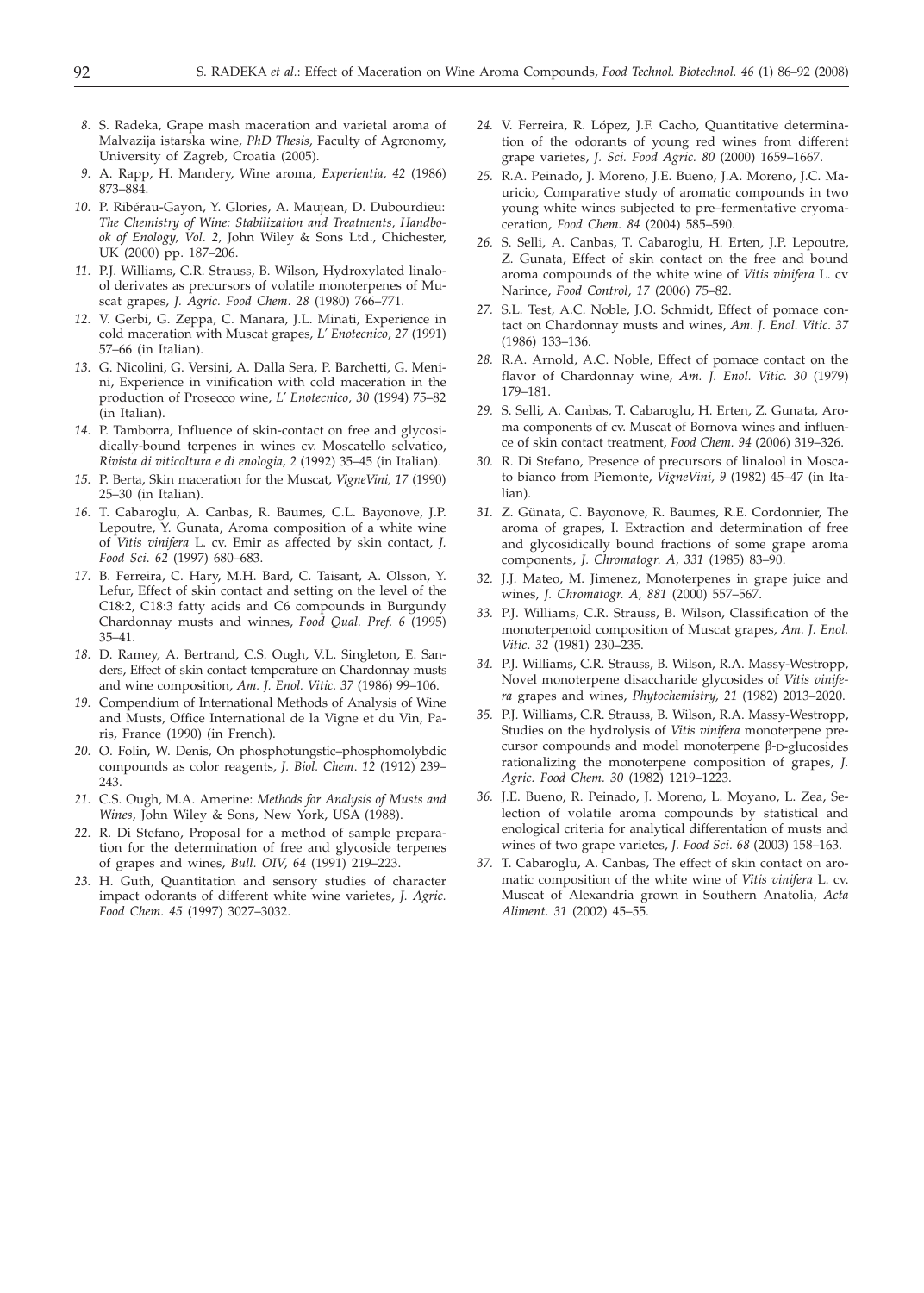*8.* S. Radeka, Grape mash maceration and varietal aroma of Malvazija istarska wine, *PhD Thesis*, Faculty of Agronomy, University of Zagreb, Croatia (2005).

*9.* A. Rapp, H. Mandery, Wine aroma, *Experientia, 42* (1986) 873–884.

*10.* P. Ribérau-Gayon, Y. Glories, A. Maujean, D. Dubourdieu: *The Chemistry of Wine: Stabilization and Treatments, Handbook of Enology, Vol. 2*, John Wiley & Sons Ltd., Chichester, UK (2000) pp. 187–206.

*11.* P.J. Williams, C.R. Strauss, B. Wilson, Hydroxylated linalool derivates as precursors of volatile monoterpenes of Muscat grapes, *J. Agric. Food Chem*. *28* (1980) 766–771.

*12.* V. Gerbi, G. Zeppa, C. Manara, J.L. Minati, Experience in cold maceration with Muscat grapes, *L' Enotecnico*, *27* (1991) 57–66 (in Italian).

*13.* G. Nicolini, G. Versini, A. Dalla Sera, P. Barchetti, G. Menini, Experience in vinification with cold maceration in the production of Prosecco wine, *L' Enotecnico, 30* (1994) 75–82 (in Italian).

*14.* P. Tamborra, Influence of skin-contact on free and glycosidically-bound terpenes in wines cv. Moscatello selvatico, *Rivista di viticoltura e di enologia, 2* (1992) 35–45 (in Italian).

*15.* P. Berta, Skin maceration for the Muscat, *VigneVini, 17* (1990) 25–30 (in Italian).

*16.* T. Cabaroglu, A. Canbas, R. Baumes, C.L. Bayonove, J.P. Lepoutre, Y. Gunata, Aroma composition of a white wine of *Vitis vinifera* L. cv. Emir as affected by skin contact, *J. Food Sci*. *62* (1997) 680–683.

*17.* B. Ferreira, C. Hary, M.H. Bard, C. Taisant, A. Olsson, Y. Lefur, Effect of skin contact and setting on the level of the C18:2, C18:3 fatty acids and C6 compounds in Burgundy Chardonnay musts and winnes, *Food Qual. Pref. 6* (1995) 35–41.

*18.* D. Ramey, A. Bertrand, C.S. Ough, V.L. Singleton, E. Sanders, Effect of skin contact temperature on Chardonnay musts and wine composition, *Am. J. Enol. Vitic. 37* (1986) 99–106.

*19.* Compendium of International Methods of Analysis of Wine and Musts, Office International de la Vigne et du Vin, Paris, France (1990) (in French).

*20.* O. Folin, W. Denis, On phosphotungstic–phosphomolybdic compounds as color reagents, *J. Biol. Chem*. *12* (1912) 239–243.

*21.* C.S. Ough, M.A. Amerine: *Methods for Analysis of Musts and Wines*, John Wiley & Sons, New York, USA (1988).

*22.* R. Di Stefano, Proposal for a method of sample preparation for the determination of free and glycoside terpenes of grapes and wines, *Bull. OIV, 64* (1991) 219–223.

*23.* H. Guth, Quantitation and sensory studies of character impact odorants of different white wine varieties, *J. Agric. Food Chem. 45* (1997) 3027–3032.

*24.* V. Ferreira, R. López, J.F. Cacho, Quantitative determination of the odorants of young red wines from different grape varieties, *J. Sci. Food Agric. 80* (2000) 1659–1667.

*25.* R.A. Peinado, J. Moreno, J.E. Bueno, J.A. Moreno, J.C. Mauricio, Comparative study of aromatic compounds in two young white wines subjected to pre–fermentative cryomaceration, *Food Chem. 84* (2004) 585–590.

*26.* S. Selli, A. Canbas, T. Cabaroglu, H. Erten, J.P. Lepoutre, Z. Gunata, Effect of skin contact on the free and bound aroma compounds of the white wine of *Vitis vinifera* L. cv Narince, *Food Control*, *17* (2006) 75–82.

*27.* S.L. Test, A.C. Noble, J.O. Schmidt, Effect of pomace contact on Chardonnay musts and wines, *Am. J. Enol. Vitic. 37* (1986) 133–136.

*28.* R.A. Arnold, A.C. Noble, Effect of pomace contact on the flavor of Chardonnay wine, *Am. J. Enol. Vitic. 30* (1979) 179–181.

*29.* S. Selli, A. Canbas, T. Cabaroglu, H. Erten, Z. Gunata, Aroma components of cv. Muscat of Bornova wines and influence of skin contact treatment, *Food Chem. 94* (2006) 319–326.

*30.* R. Di Stefano, Presence of precursors of linalool in Moscato bianco from Piemonte, *VigneVini, 9* (1982) 45–47 (in Italian).

*31.* Z. Günata, C. Bayonove, R. Baumes, R.E. Cordonnier, The aroma of grapes, I. Extraction and determination of free and glycosidically bound fractions of some grape aroma components, *J. Chromatogr. A*, *331* (1985) 83–90.

*32.* J.J. Mateo, M. Jimenez, Monoterpenes in grape juice and wines, *J. Chromatogr. A, 881* (2000) 557–567.

*33.* P.J. Williams, C.R. Strauss, B. Wilson, Classification of the monoterpenoid composition of Muscat grapes, *Am. J. Enol. Vitic. 32* (1981) 230–235.

*34.* P.J. Williams, C.R. Strauss, B. Wilson, R.A. Massy-Westropp, Novel monoterpene disaccharide glycosides of *Vitis vinifera* grapes and wines, *Phytochemistry, 21* (1982) 2013–2020.

*35.* P.J. Williams, C.R. Strauss, B. Wilson, R.A. Massy-Westropp, Studies on the hydrolysis of *Vitis vinifera* monoterpene precursor compounds and model monoterpene β-D-glucosides rationalizing the monoterpene composition of grapes, *J. Agric. Food Chem*. *30* (1982) 1219–1223.

*36.* J.E. Bueno, R. Peinado, J. Moreno, J. Moyano, L. Zea, Selection of volatile aroma compounds by statistical and enological criteria for analytical differentation of musts and wines of two grape varieties, *J. Food Sci. 68* (2003) 158–163.

*37.* T. Cabaroglu, A. Canbas, The effect of skin contact on aromatic composition of the white wine of *Vitis vinifera* L. cv. Muscat of Alexandria grown in Southern Anatolia, *Acta Aliment*. *31* (2002) 45–55.